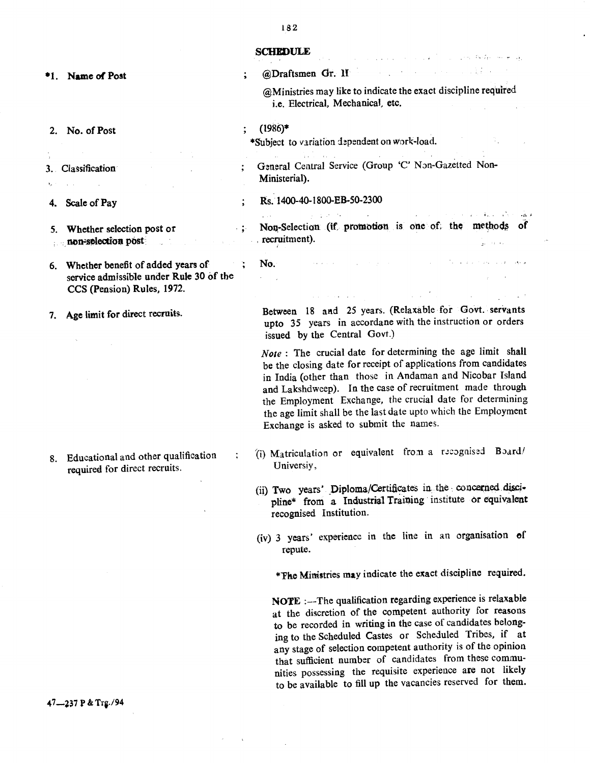## SCHEDULE

| | | |
|---|---|---|
| *1. Name of Post | ; | @Draftsmen Gr. II<br><br>@Ministries may like to indicate the exact discipline required i.e. Electrical, Mechanical, etc. |
| 2. No. of Post | ; | (1986)*<br>*Subject to variation dependent on work-load. |
| 3. Classification | ; | General Central Service (Group 'C' Non-Gazetted Non-Ministerial). |
| 4. Scale of Pay | ; | Rs. 1400-40-1800-EB-50-2300 |
| 5. Whether selection post or non-selection post | ; | Non-Selection (if promotion is one of the methods of recruitment). |
| 6. Whether benefit of added years of service admissible under Rule 30 of the CCS (Pension) Rules, 1972. | ; | No. |
| 7. Age limit for direct recruits. | | Between 18 and 25 years. (Relaxable for Govt. servants upto 35 years in accordane with the instruction or orders issued by the Central Govt.)<br><br>*Note* : The crucial date for determining the age limit shall be the closing date for receipt of applications from candidates in India (other than those in Andaman and Nicobar Island and Lakshdweep). In the case of recruitment made through the Employment Exchange, the crucial date for determining the age limit shall be the last date upto which the Employment Exchange is asked to submit the names. |
| 8. Educational and other qualification required for direct recruits. | ; | (i) Matriculation or equivalent from a recognised Board/ Universiy,<br><br>(ii) Two years' Diploma/Certificates in the concerned discipline* from a Industrial Training institute or equivalent recognised Institution.<br><br>(iv) 3 years' experience in the line in an organisation of repute.<br><br>*The Ministries may indicate the exact discipline required.<br><br>**NOTE** :—The qualification regarding experience is relaxable at the discretion of the competent authority for reasons to be recorded in writing in the case of candidates belonging to the Scheduled Castes or Scheduled Tribes, if at any stage of selection competent authority is of the opinion that sufficient number of candidates from these communities possessing the requisite experience are not likely to be available to fill up the vacancies reserved for them. |

47—237 P & Trg./94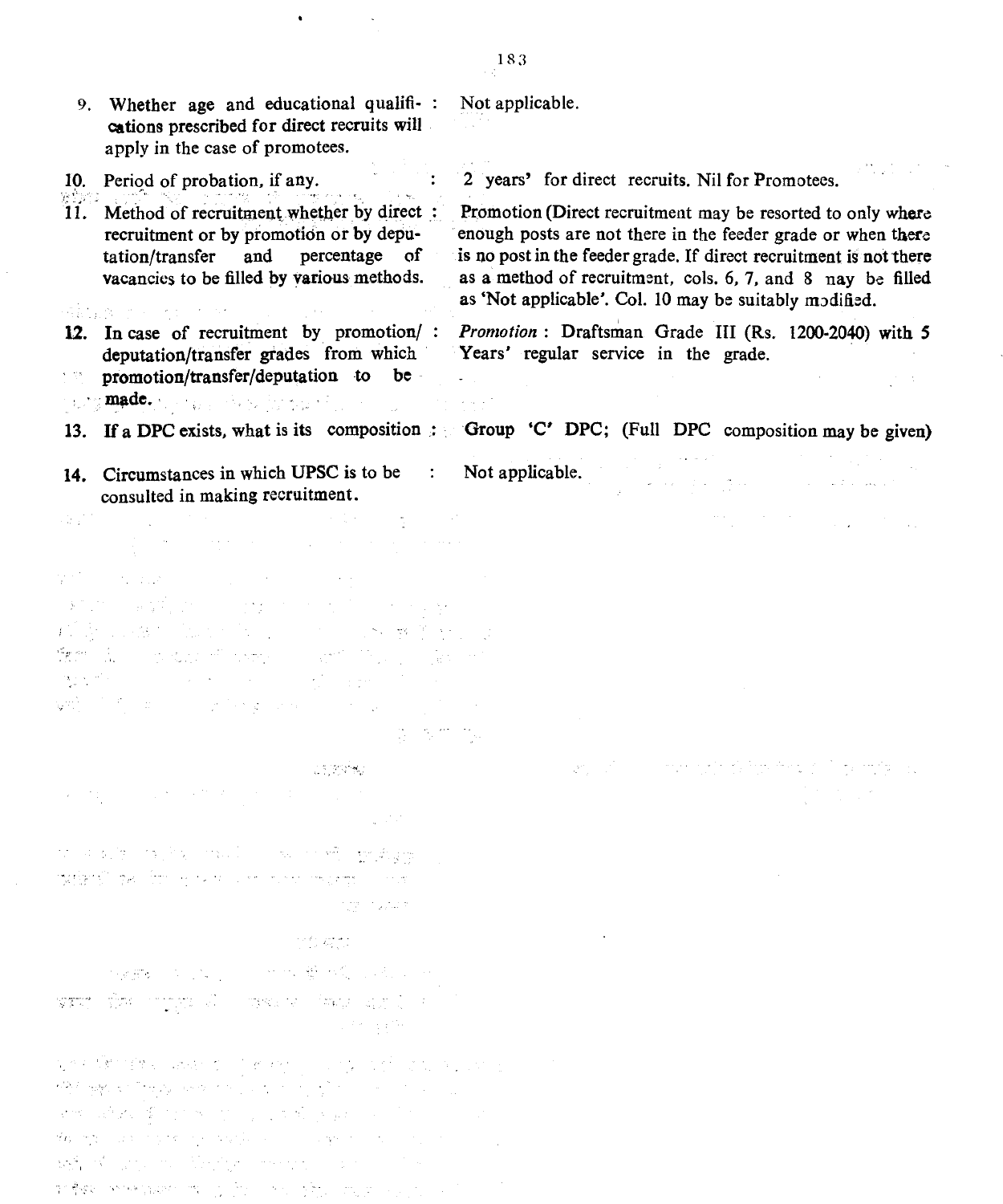| | | |
|---|---|---|
| 9. | Whether age and educational qualifications prescribed for direct recruits will apply in the case of promotees. | Not applicable. |
| 10. | Period of probation, if any. | 2 years' for direct recruits. Nil for Promotees. |
| 11. | Method of recruitment whether by direct recruitment or by promotion or by deputation/transfer and percentage of vacancies to be filled by various methods. | Promotion (Direct recruitment may be resorted to only where enough posts are not there in the feeder grade or when there is no post in the feeder grade. If direct recruitment is not there as a method of recruitment, cols. 6, 7, and 8 may be filled as 'Not applicable'. Col. 10 may be suitably modified. |
| 12. | In case of recruitment by promotion/deputation/transfer grades from which promotion/transfer/deputation to be made. | *Promotion* : Draftsman Grade III (Rs. 1200-2040) with 5 Years' regular service in the grade. |
| 13. | If a DPC exists, what is its composition | Group 'C' DPC; (Full DPC composition may be given) |
| 14. | Circumstances in which UPSC is to be consulted in making recruitment. | Not applicable. |